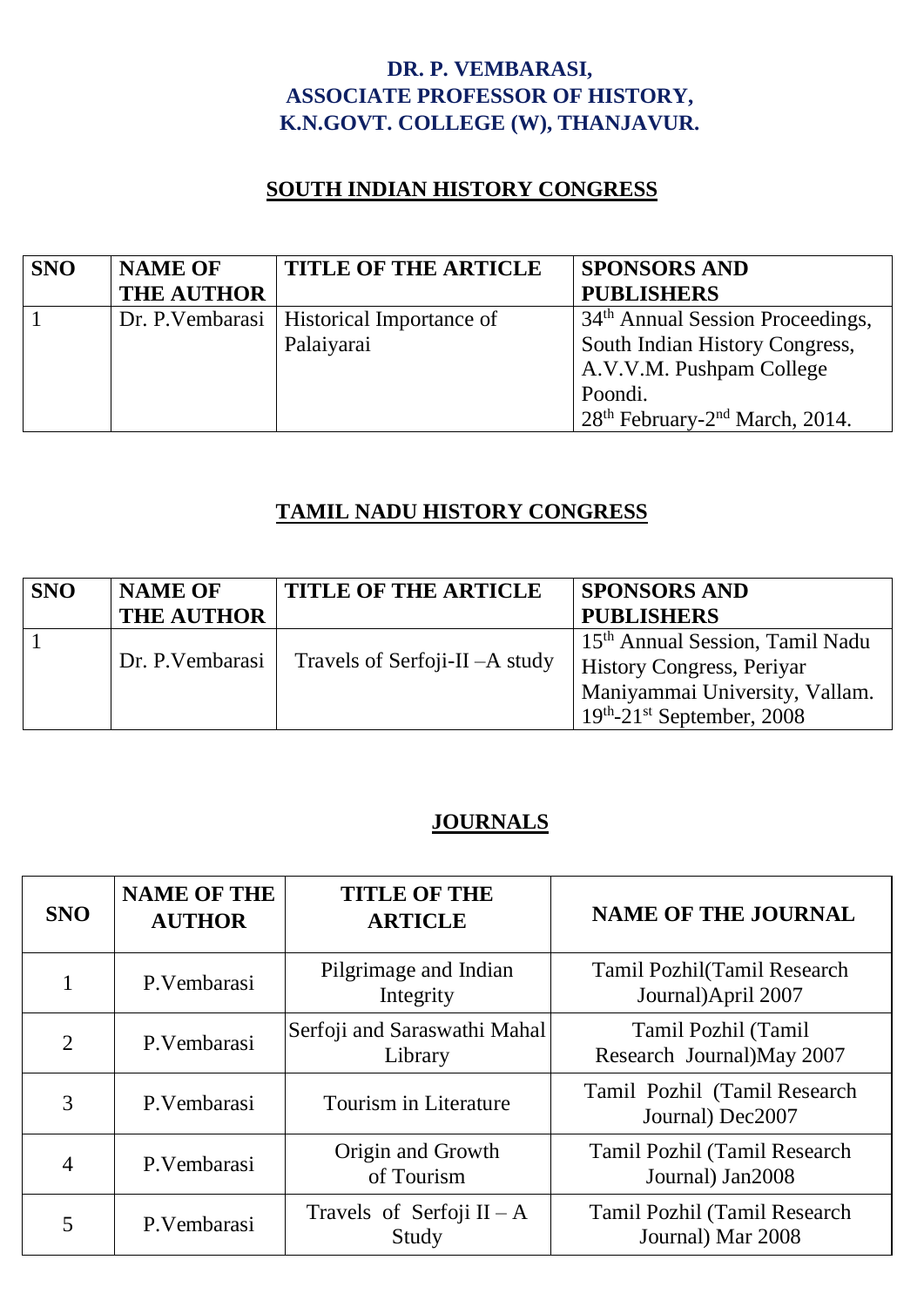# DR. P. VEMBARASI, ASSOCIATE PROFESSOR OF HISTORY, K.N.GOVT. COLLEGE (W), THANJAVUR.

## SOUTH INDIAN HISTORY CONGRESS

| SNO | NAME OF THE AUTHOR | TITLE OF THE ARTICLE | SPONSORS AND PUBLISHERS |
|---|---|---|---|
| 1 | Dr. P.Vembarasi | Historical Importance of Palaiyarai | 34th Annual Session Proceedings, South Indian History Congress, A.V.V.M. Pushpam College Poondi. 28th February-2nd March, 2014. |

## TAMIL NADU HISTORY CONGRESS

| SNO | NAME OF THE AUTHOR | TITLE OF THE ARTICLE | SPONSORS AND PUBLISHERS |
|---|---|---|---|
| 1 | Dr. P.Vembarasi | Travels of Serfoji-II –A study | 15th Annual Session, Tamil Nadu History Congress, Periyar Maniyammai University, Vallam. 19th-21st September, 2008 |

## JOURNALS

| SNO | NAME OF THE AUTHOR | TITLE OF THE ARTICLE | NAME OF THE JOURNAL |
|---|---|---|---|
| 1 | P.Vembarasi | Pilgrimage and Indian Integrity | Tamil Pozhil(Tamil Research Journal)April 2007 |
| 2 | P.Vembarasi | Serfoji and Saraswathi Mahal Library | Tamil Pozhil (Tamil Research Journal)May 2007 |
| 3 | P.Vembarasi | Tourism in Literature | Tamil Pozhil (Tamil Research Journal) Dec2007 |
| 4 | P.Vembarasi | Origin and Growth of Tourism | Tamil Pozhil (Tamil Research Journal) Jan2008 |
| 5 | P.Vembarasi | Travels of Serfoji II – A Study | Tamil Pozhil (Tamil Research Journal) Mar 2008 |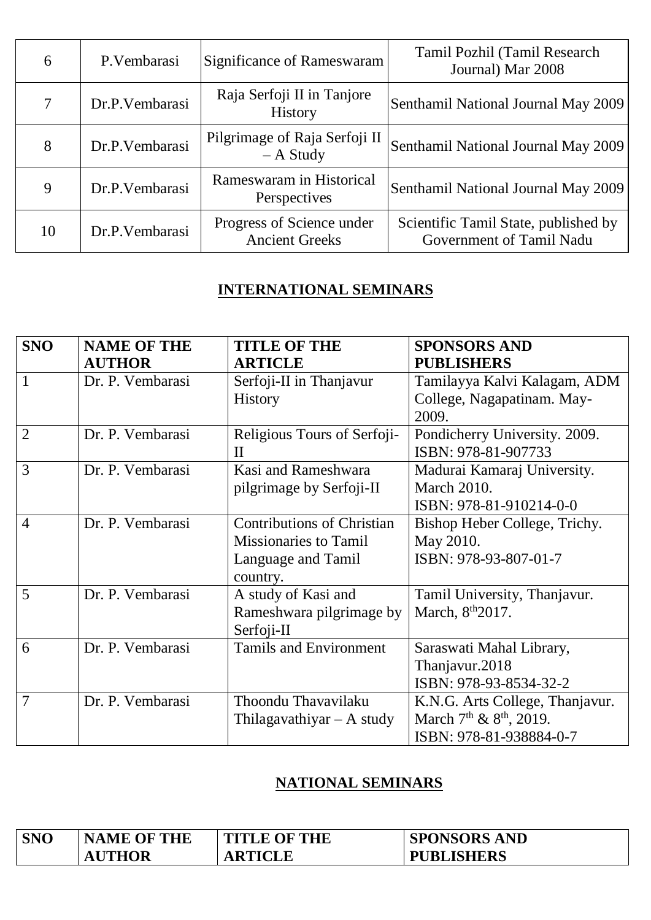| 6 | P.Vembarasi | Significance of Rameswaram | Tamil Pozhil (Tamil Research Journal) Mar 2008 |
|---|---|---|---|
| 7 | Dr.P.Vembarasi | Raja Serfoji II in Tanjore History | Senthamil National Journal May 2009 |
| 8 | Dr.P.Vembarasi | Pilgrimage of Raja Serfoji II – A Study | Senthamil National Journal May 2009 |
| 9 | Dr.P.Vembarasi | Rameswaram in Historical Perspectives | Senthamil National Journal May 2009 |
| 10 | Dr.P.Vembarasi | Progress of Science under Ancient Greeks | Scientific Tamil State, published by Government of Tamil Nadu |

## INTERNATIONAL SEMINARS

| SNO | NAME OF THE AUTHOR | TITLE OF THE ARTICLE | SPONSORS AND PUBLISHERS |
|---|---|---|---|
| 1 | Dr. P. Vembarasi | Serfoji-II in Thanjavur History | Tamilayya Kalvi Kalagam, ADM College, Nagapatinam. May-2009. |
| 2 | Dr. P. Vembarasi | Religious Tours of Serfoji-II | Pondicherry University. 2009. ISBN: 978-81-907733 |
| 3 | Dr. P. Vembarasi | Kasi and Rameshwara pilgrimage by Serfoji-II | Madurai Kamaraj University. March 2010. ISBN: 978-81-910214-0-0 |
| 4 | Dr. P. Vembarasi | Contributions of Christian Missionaries to Tamil Language and Tamil country. | Bishop Heber College, Trichy. May 2010. ISBN: 978-93-807-01-7 |
| 5 | Dr. P. Vembarasi | A study of Kasi and Rameshwara pilgrimage by Serfoji-II | Tamil University, Thanjavur. March, 8th 2017. |
| 6 | Dr. P. Vembarasi | Tamils and Environment | Saraswati Mahal Library, Thanjavur.2018 ISBN: 978-93-8534-32-2 |
| 7 | Dr. P. Vembarasi | Thoondu Thavavilaku Thilagavathiyar – A study | K.N.G. Arts College, Thanjavur. March 7th & 8th, 2019. ISBN: 978-81-938884-0-7 |

## NATIONAL SEMINARS

| SNO | NAME OF THE AUTHOR | TITLE OF THE ARTICLE | SPONSORS AND PUBLISHERS |
|---|---|---|---|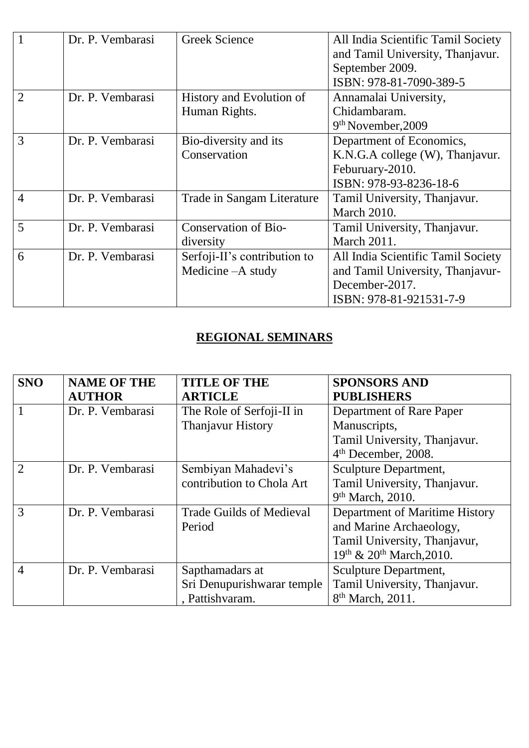| | | | |
|---|---|---|---|
| 1 | Dr. P. Vembarasi | Greek Science | All India Scientific Tamil Society and Tamil University, Thanjavur. September 2009. ISBN: 978-81-7090-389-5 |
| 2 | Dr. P. Vembarasi | History and Evolution of Human Rights. | Annamalai University, Chidambaram. 9th November,2009 |
| 3 | Dr. P. Vembarasi | Bio-diversity and its Conservation | Department of Economics, K.N.G.A college (W), Thanjavur. Feburuary-2010. ISBN: 978-93-8236-18-6 |
| 4 | Dr. P. Vembarasi | Trade in Sangam Literature | Tamil University, Thanjavur. March 2010. |
| 5 | Dr. P. Vembarasi | Conservation of Bio-diversity | Tamil University, Thanjavur. March 2011. |
| 6 | Dr. P. Vembarasi | Serfoji-II's contribution to Medicine –A study | All India Scientific Tamil Society and Tamil University, Thanjavur- December-2017. ISBN: 978-81-921531-7-9 |

## REGIONAL SEMINARS

| SNO | NAME OF THE AUTHOR | TITLE OF THE ARTICLE | SPONSORS AND PUBLISHERS |
|---|---|---|---|
| 1 | Dr. P. Vembarasi | The Role of Serfoji-II in Thanjavur History | Department of Rare Paper Manuscripts, Tamil University, Thanjavur. 4th December, 2008. |
| 2 | Dr. P. Vembarasi | Sembiyan Mahadevi's contribution to Chola Art | Sculpture Department, Tamil University, Thanjavur. 9th March, 2010. |
| 3 | Dr. P. Vembarasi | Trade Guilds of Medieval Period | Department of Maritime History and Marine Archaeology, Tamil University, Thanjavur, 19th & 20th March,2010. |
| 4 | Dr. P. Vembarasi | Sapthamadars at Sri Denupurishwarar temple , Pattishvaram. | Sculpture Department, Tamil University, Thanjavur. 8th March, 2011. |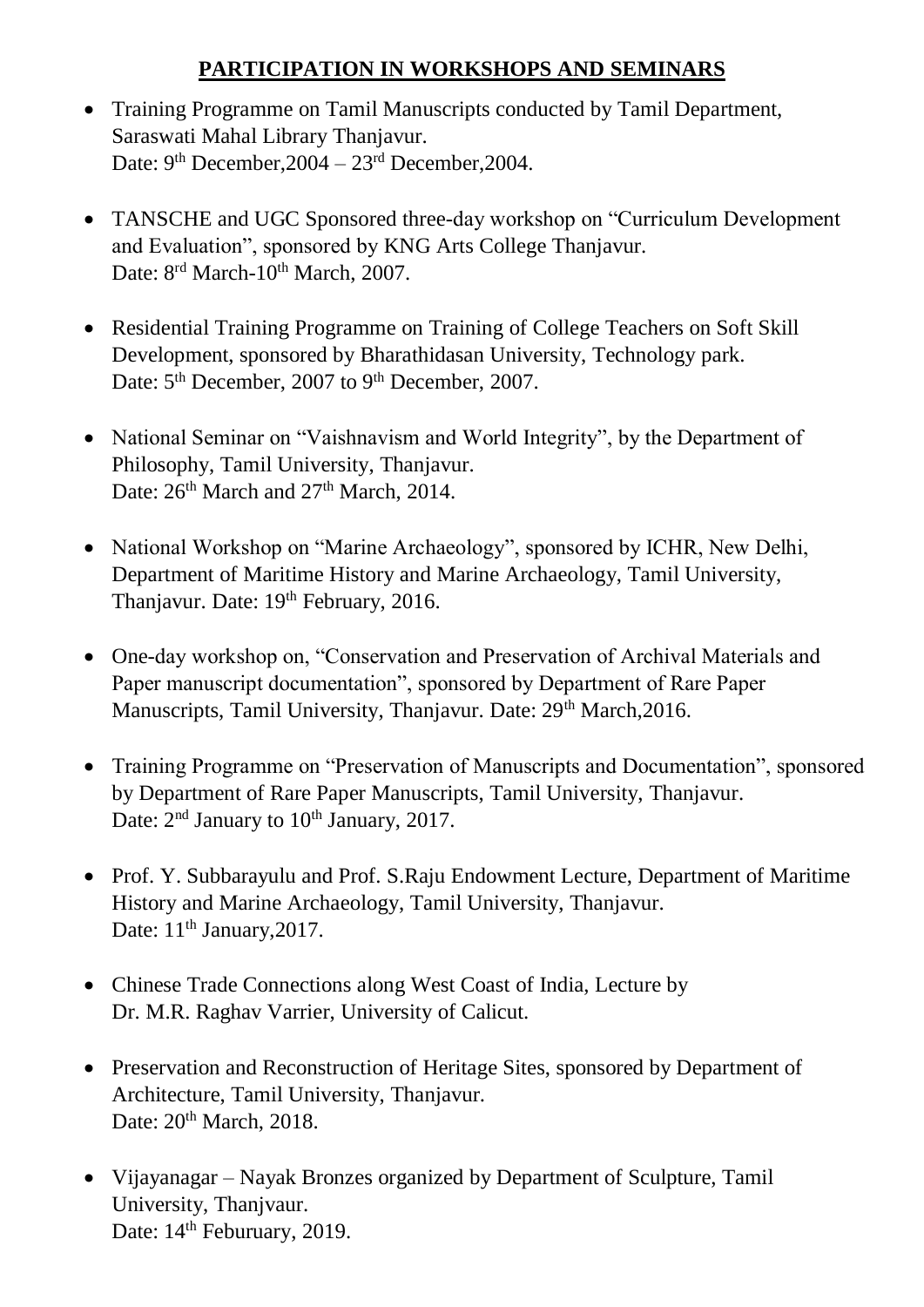## PARTICIPATION IN WORKSHOPS AND SEMINARS

- Training Programme on Tamil Manuscripts conducted by Tamil Department, Saraswati Mahal Library Thanjavur.
  Date: 9th December,2004 – 23rd December,2004.

- TANSCHE and UGC Sponsored three-day workshop on "Curriculum Development and Evaluation", sponsored by KNG Arts College Thanjavur.
  Date: 8rd March-10th March, 2007.

- Residential Training Programme on Training of College Teachers on Soft Skill Development, sponsored by Bharathidasan University, Technology park.
  Date: 5th December, 2007 to 9th December, 2007.

- National Seminar on "Vaishnavism and World Integrity", by the Department of Philosophy, Tamil University, Thanjavur.
  Date: 26th March and 27th March, 2014.

- National Workshop on "Marine Archaeology", sponsored by ICHR, New Delhi, Department of Maritime History and Marine Archaeology, Tamil University, Thanjavur. Date: 19th February, 2016.

- One-day workshop on, "Conservation and Preservation of Archival Materials and Paper manuscript documentation", sponsored by Department of Rare Paper Manuscripts, Tamil University, Thanjavur. Date: 29th March,2016.

- Training Programme on "Preservation of Manuscripts and Documentation", sponsored by Department of Rare Paper Manuscripts, Tamil University, Thanjavur.
  Date: 2nd January to 10th January, 2017.

- Prof. Y. Subbarayulu and Prof. S.Raju Endowment Lecture, Department of Maritime History and Marine Archaeology, Tamil University, Thanjavur.
  Date: 11th January,2017.

- Chinese Trade Connections along West Coast of India, Lecture by Dr. M.R. Raghav Varrier, University of Calicut.

- Preservation and Reconstruction of Heritage Sites, sponsored by Department of Architecture, Tamil University, Thanjavur.
  Date: 20th March, 2018.

- Vijayanagar – Nayak Bronzes organized by Department of Sculpture, Tamil University, Thanjvaur.
  Date: 14th Feburuary, 2019.